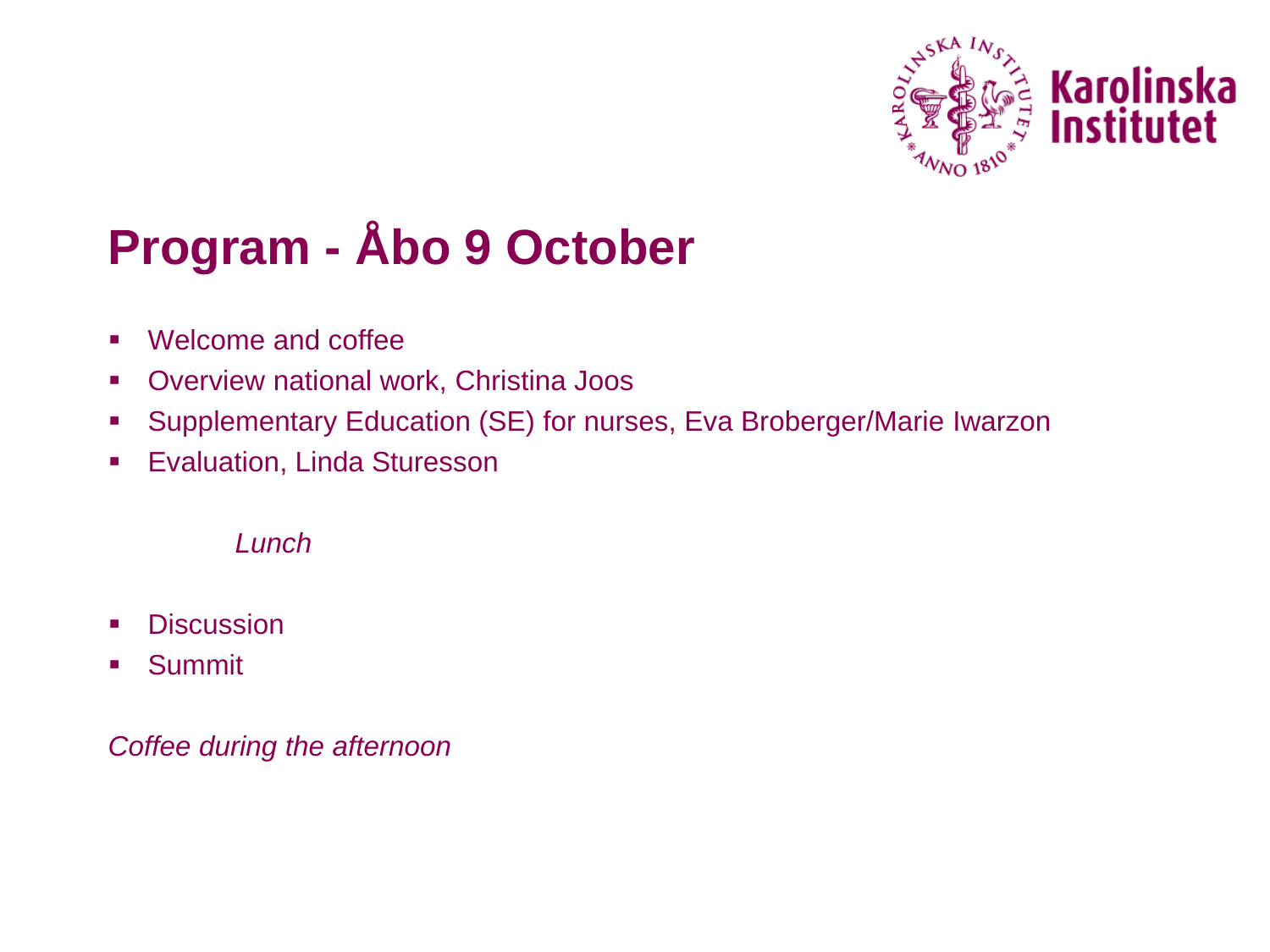# Program - Åbo 9 October

- Welcome and coffee
- Overview national work, Christina Joos
- Supplementary Education (SE) for nurses, Eva Broberger/Marie Iwarzon
- Evaluation, Linda Sturesson

*Lunch*

- Discussion
- Summit

*Coffee during the afternoon*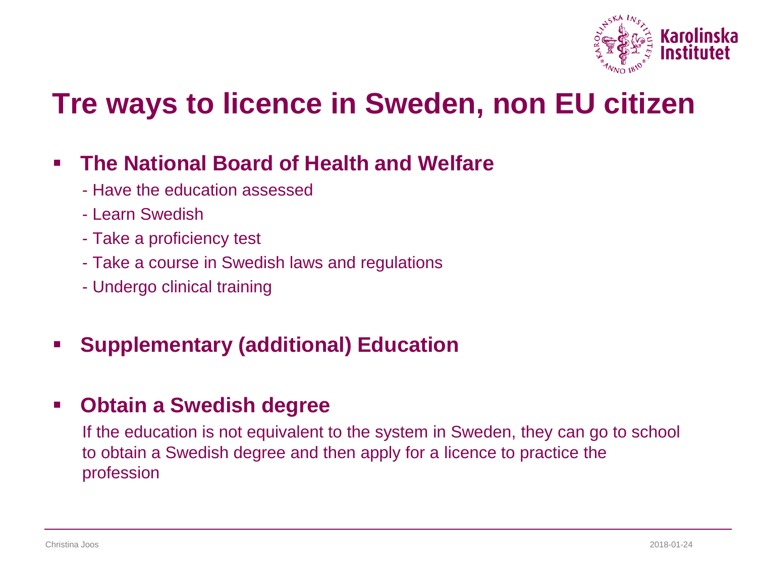# Tre ways to licence in Sweden, non EU citizen

- **The National Board of Health and Welfare**
  - Have the education assessed
  - Learn Swedish
  - Take a proficiency test
  - Take a course in Swedish laws and regulations
  - Undergo clinical training

- **Supplementary (additional) Education**

- **Obtain a Swedish degree**

  If the education is not equivalent to the system in Sweden, they can go to school to obtain a Swedish degree and then apply for a licence to practice the profession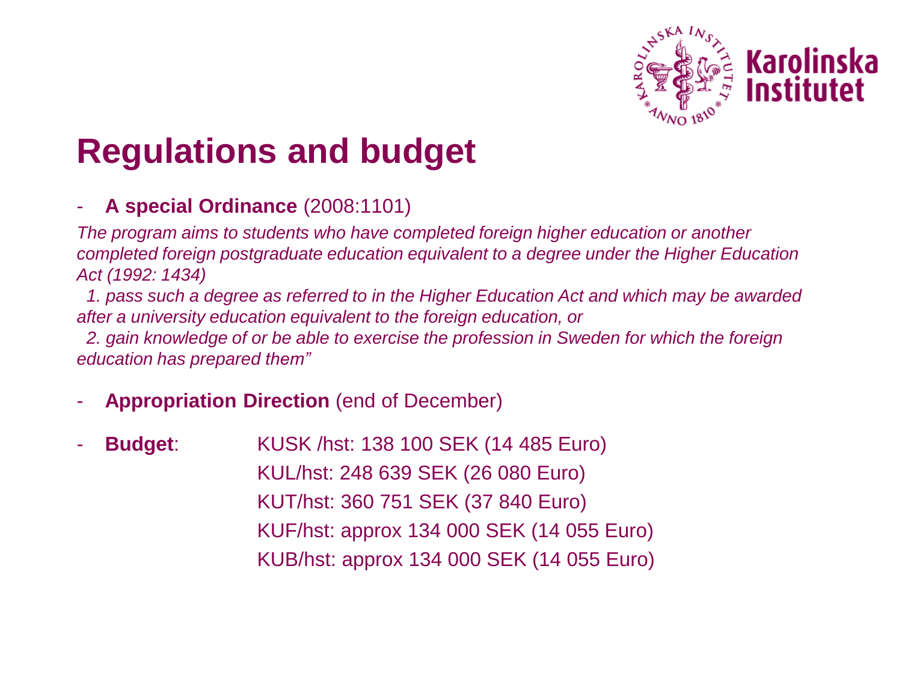# Regulations and budget

- **A special Ordinance** (2008:1101)

*The program aims to students who have completed foreign higher education or another completed foreign postgraduate education equivalent to a degree under the Higher Education Act (1992: 1434)*

*1. pass such a degree as referred to in the Higher Education Act and which may be awarded after a university education equivalent to the foreign education, or*

*2. gain knowledge of or be able to exercise the profession in Sweden for which the foreign education has prepared them"*

- **Appropriation Direction** (end of December)

- **Budget**:
  - KUSK /hst: 138 100 SEK (14 485 Euro)
  - KUL/hst: 248 639 SEK (26 080 Euro)
  - KUT/hst: 360 751 SEK (37 840 Euro)
  - KUF/hst: approx 134 000 SEK (14 055 Euro)
  - KUB/hst: approx 134 000 SEK (14 055 Euro)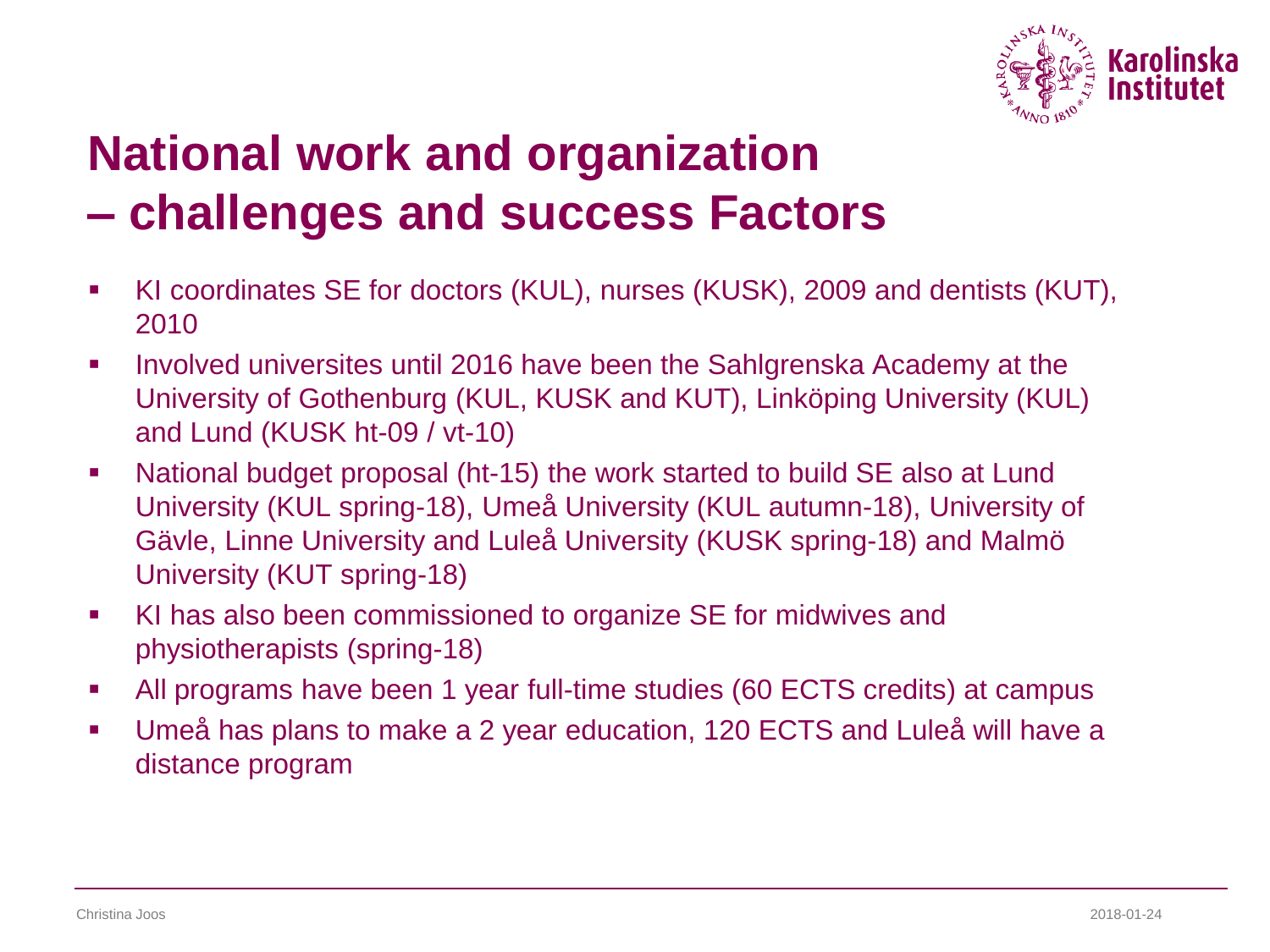# National work and organization – challenges and success Factors

- KI coordinates SE for doctors (KUL), nurses (KUSK), 2009 and dentists (KUT), 2010
- Involved universites until 2016 have been the Sahlgrenska Academy at the University of Gothenburg (KUL, KUSK and KUT), Linköping University (KUL) and Lund (KUSK ht-09 / vt-10)
- National budget proposal (ht-15) the work started to build SE also at Lund University (KUL spring-18), Umeå University (KUL autumn-18), University of Gävle, Linne University and Luleå University (KUSK spring-18) and Malmö University (KUT spring-18)
- KI has also been commissioned to organize SE for midwives and physiotherapists (spring-18)
- All programs have been 1 year full-time studies (60 ECTS credits) at campus
- Umeå has plans to make a 2 year education, 120 ECTS and Luleå will have a distance program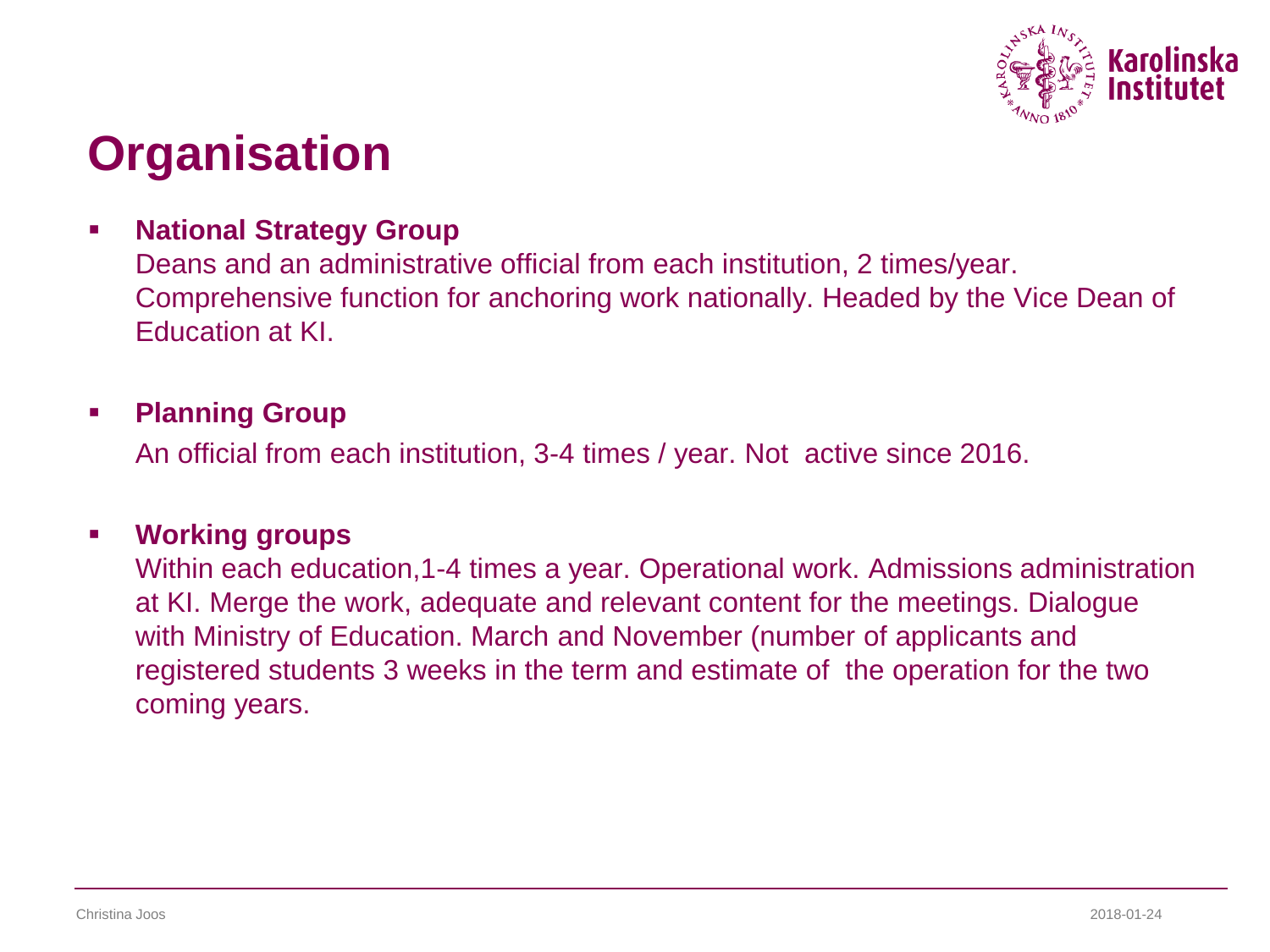# Organisation

- **National Strategy Group**
  Deans and an administrative official from each institution, 2 times/year. Comprehensive function for anchoring work nationally. Headed by the Vice Dean of Education at KI.

- **Planning Group**
  An official from each institution, 3-4 times / year. Not active since 2016.

- **Working groups**
  Within each education,1-4 times a year. Operational work. Admissions administration at KI. Merge the work, adequate and relevant content for the meetings. Dialogue with Ministry of Education. March and November (number of applicants and registered students 3 weeks in the term and estimate of the operation for the two coming years.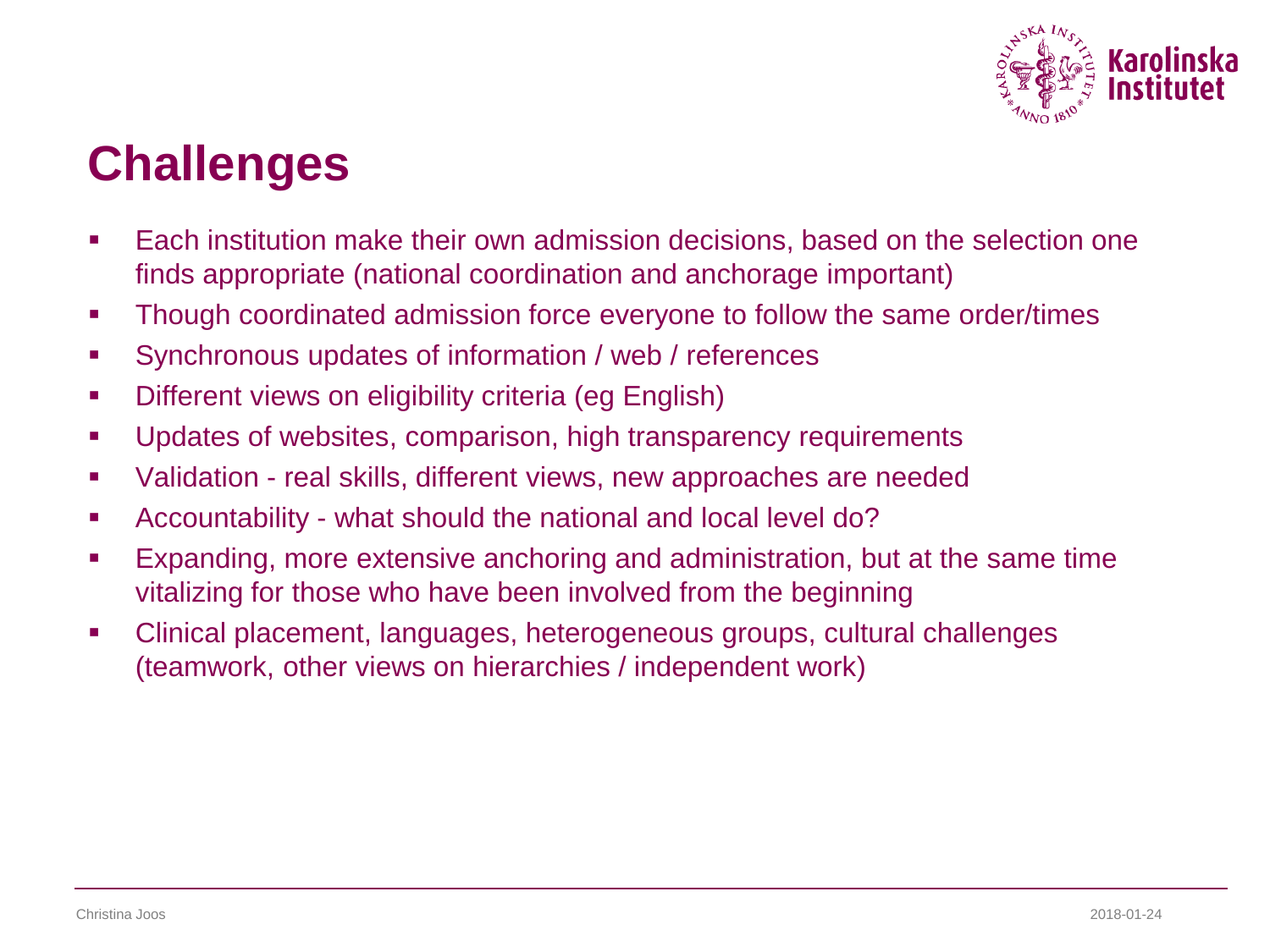# Challenges

- Each institution make their own admission decisions, based on the selection one finds appropriate (national coordination and anchorage important)
- Though coordinated admission force everyone to follow the same order/times
- Synchronous updates of information / web / references
- Different views on eligibility criteria (eg English)
- Updates of websites, comparison, high transparency requirements
- Validation - real skills, different views, new approaches are needed
- Accountability - what should the national and local level do?
- Expanding, more extensive anchoring and administration, but at the same time vitalizing for those who have been involved from the beginning
- Clinical placement, languages, heterogeneous groups, cultural challenges (teamwork, other views on hierarchies / independent work)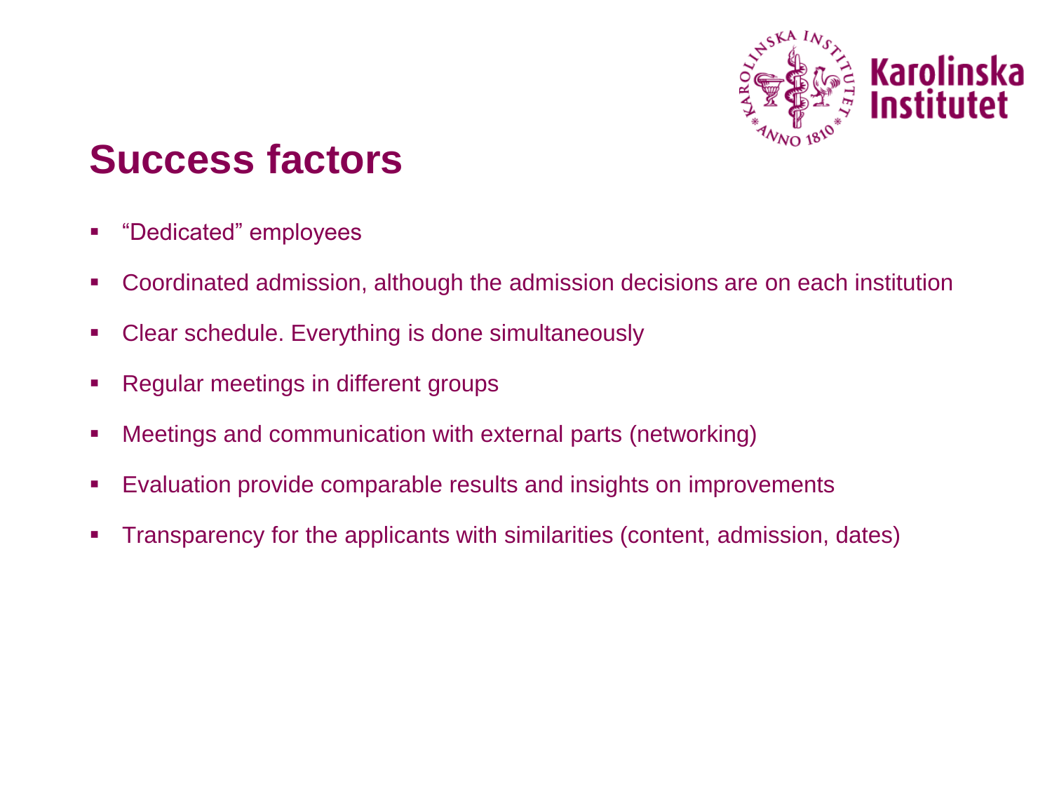# Success factors

- “Dedicated” employees
- Coordinated admission, although the admission decisions are on each institution
- Clear schedule. Everything is done simultaneously
- Regular meetings in different groups
- Meetings and communication with external parts (networking)
- Evaluation provide comparable results and insights on improvements
- Transparency for the applicants with similarities (content, admission, dates)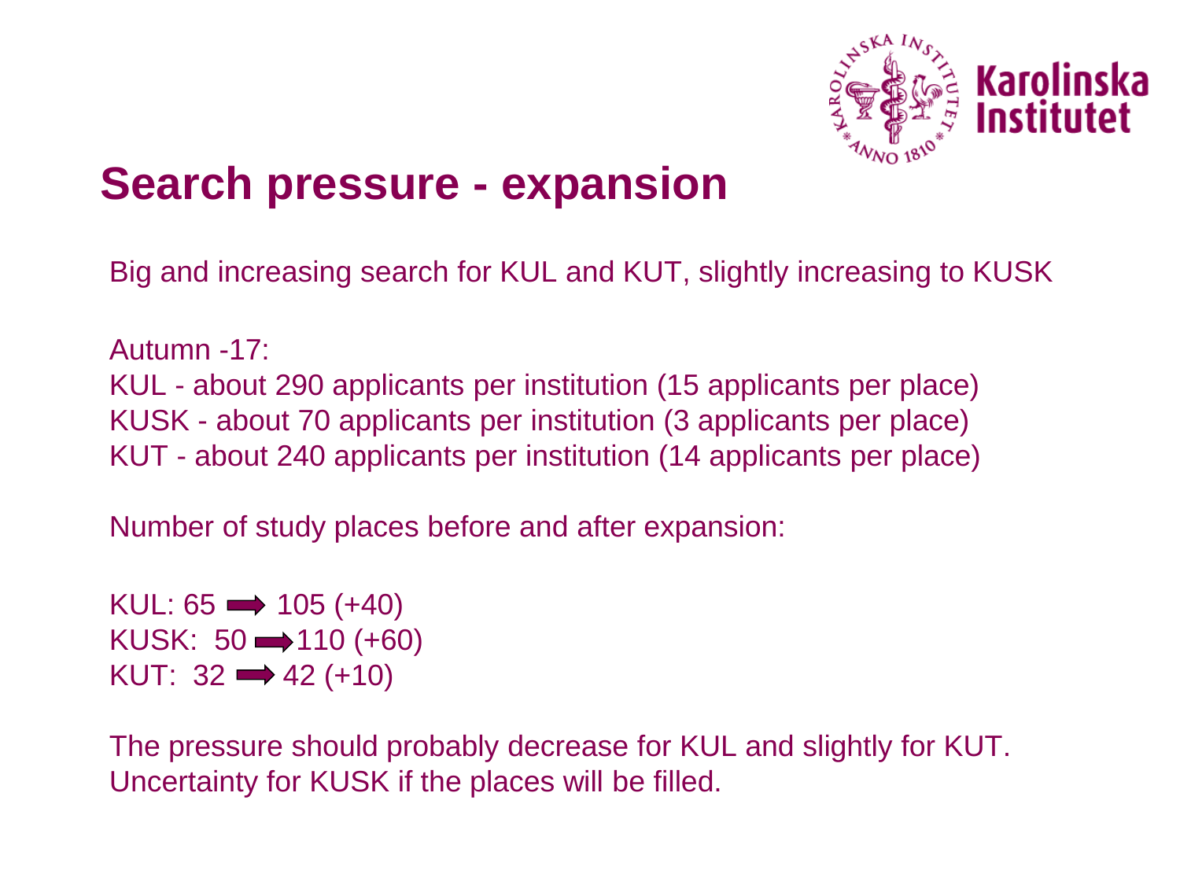# Search pressure - expansion

Big and increasing search for KUL and KUT, slightly increasing to KUSK

Autumn -17:
KUL - about 290 applicants per institution (15 applicants per place)
KUSK - about 70 applicants per institution (3 applicants per place)
KUT - about 240 applicants per institution (14 applicants per place)

Number of study places before and after expansion:

KUL: 65 ➡ 105 (+40)
KUSK: 50 ➡ 110 (+60)
KUT: 32 ➡ 42 (+10)

The pressure should probably decrease for KUL and slightly for KUT.
Uncertainty for KUSK if the places will be filled.